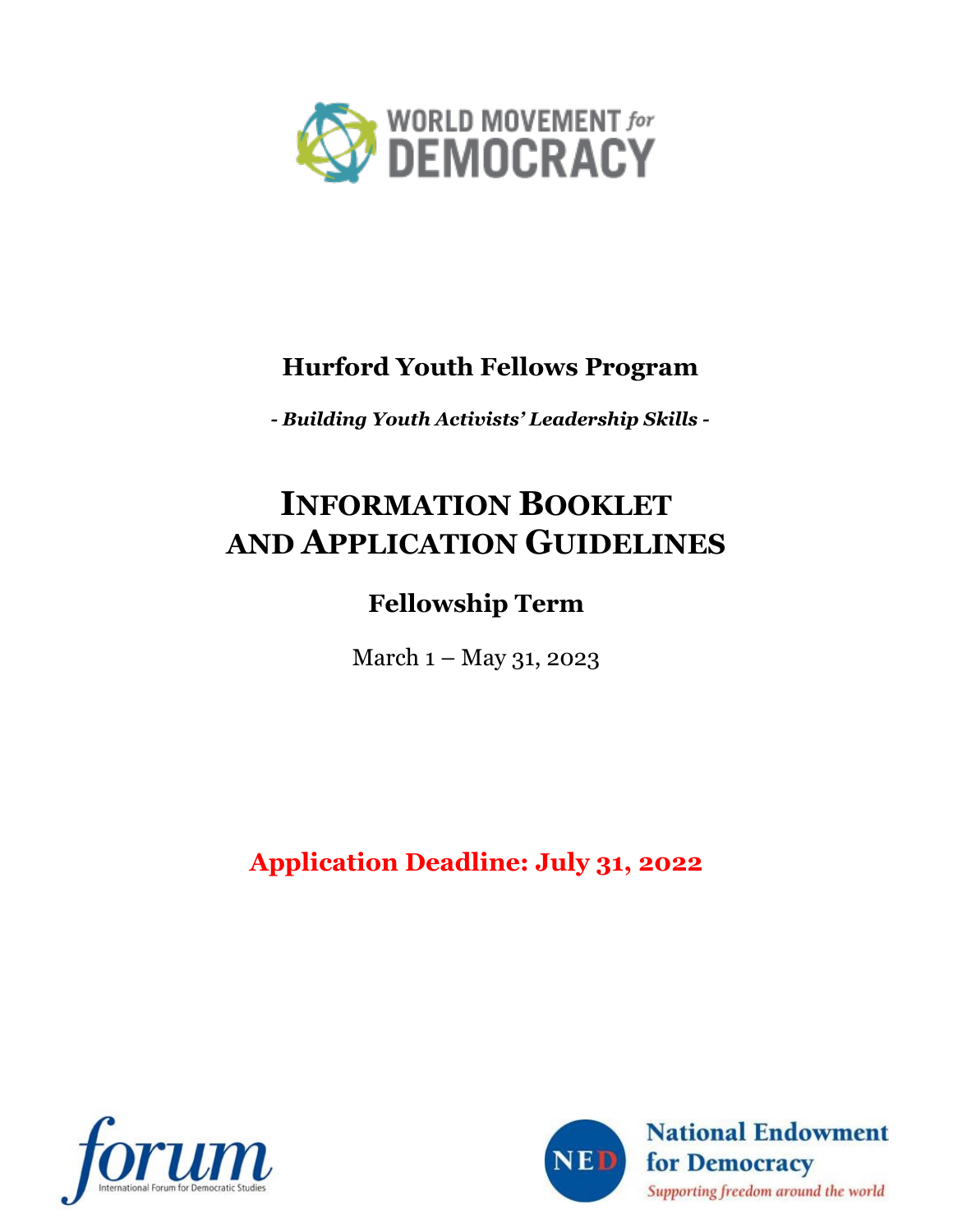WORLD MOVEMENT *for* DEMOCRACY

## Hurford Youth Fellows Program

***- Building Youth Activists' Leadership Skills -***

# INFORMATION BOOKLET AND APPLICATION GUIDELINES

## Fellowship Term

March 1 – May 31, 2023

**Application Deadline: July 31, 2022**

*forum* International Forum for Democratic Studies

NED National Endowment for Democracy

*Supporting freedom around the world*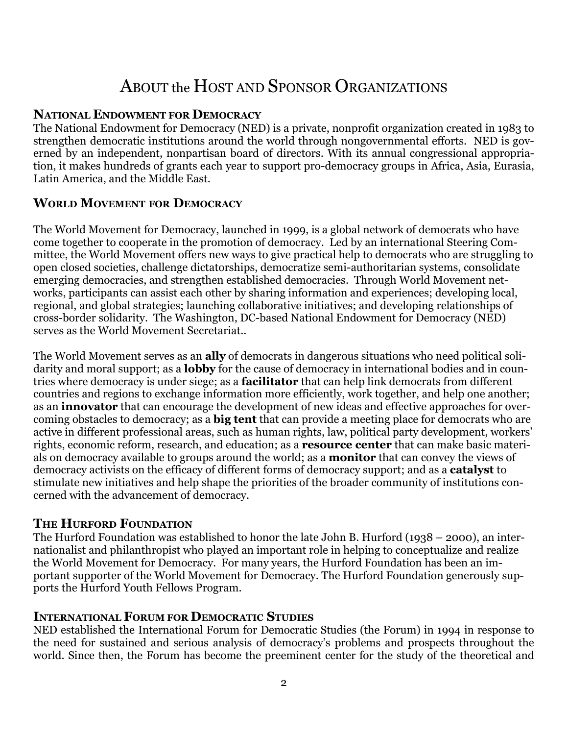# About the Host and Sponsor Organizations

## National Endowment for Democracy

The National Endowment for Democracy (NED) is a private, nonprofit organization created in 1983 to strengthen democratic institutions around the world through nongovernmental efforts. NED is governed by an independent, nonpartisan board of directors. With its annual congressional appropriation, it makes hundreds of grants each year to support pro-democracy groups in Africa, Asia, Eurasia, Latin America, and the Middle East.

## World Movement for Democracy

The World Movement for Democracy, launched in 1999, is a global network of democrats who have come together to cooperate in the promotion of democracy. Led by an international Steering Committee, the World Movement offers new ways to give practical help to democrats who are struggling to open closed societies, challenge dictatorships, democratize semi-authoritarian systems, consolidate emerging democracies, and strengthen established democracies. Through World Movement networks, participants can assist each other by sharing information and experiences; developing local, regional, and global strategies; launching collaborative initiatives; and developing relationships of cross-border solidarity. The Washington, DC-based National Endowment for Democracy (NED) serves as the World Movement Secretariat..

The World Movement serves as an **ally** of democrats in dangerous situations who need political solidarity and moral support; as a **lobby** for the cause of democracy in international bodies and in countries where democracy is under siege; as a **facilitator** that can help link democrats from different countries and regions to exchange information more efficiently, work together, and help one another; as an **innovator** that can encourage the development of new ideas and effective approaches for overcoming obstacles to democracy; as a **big tent** that can provide a meeting place for democrats who are active in different professional areas, such as human rights, law, political party development, workers' rights, economic reform, research, and education; as a **resource center** that can make basic materials on democracy available to groups around the world; as a **monitor** that can convey the views of democracy activists on the efficacy of different forms of democracy support; and as a **catalyst** to stimulate new initiatives and help shape the priorities of the broader community of institutions concerned with the advancement of democracy.

## The Hurford Foundation

The Hurford Foundation was established to honor the late John B. Hurford (1938 – 2000), an internationalist and philanthropist who played an important role in helping to conceptualize and realize the World Movement for Democracy. For many years, the Hurford Foundation has been an important supporter of the World Movement for Democracy. The Hurford Foundation generously supports the Hurford Youth Fellows Program.

## International Forum for Democratic Studies

NED established the International Forum for Democratic Studies (the Forum) in 1994 in response to the need for sustained and serious analysis of democracy's problems and prospects throughout the world. Since then, the Forum has become the preeminent center for the study of the theoretical and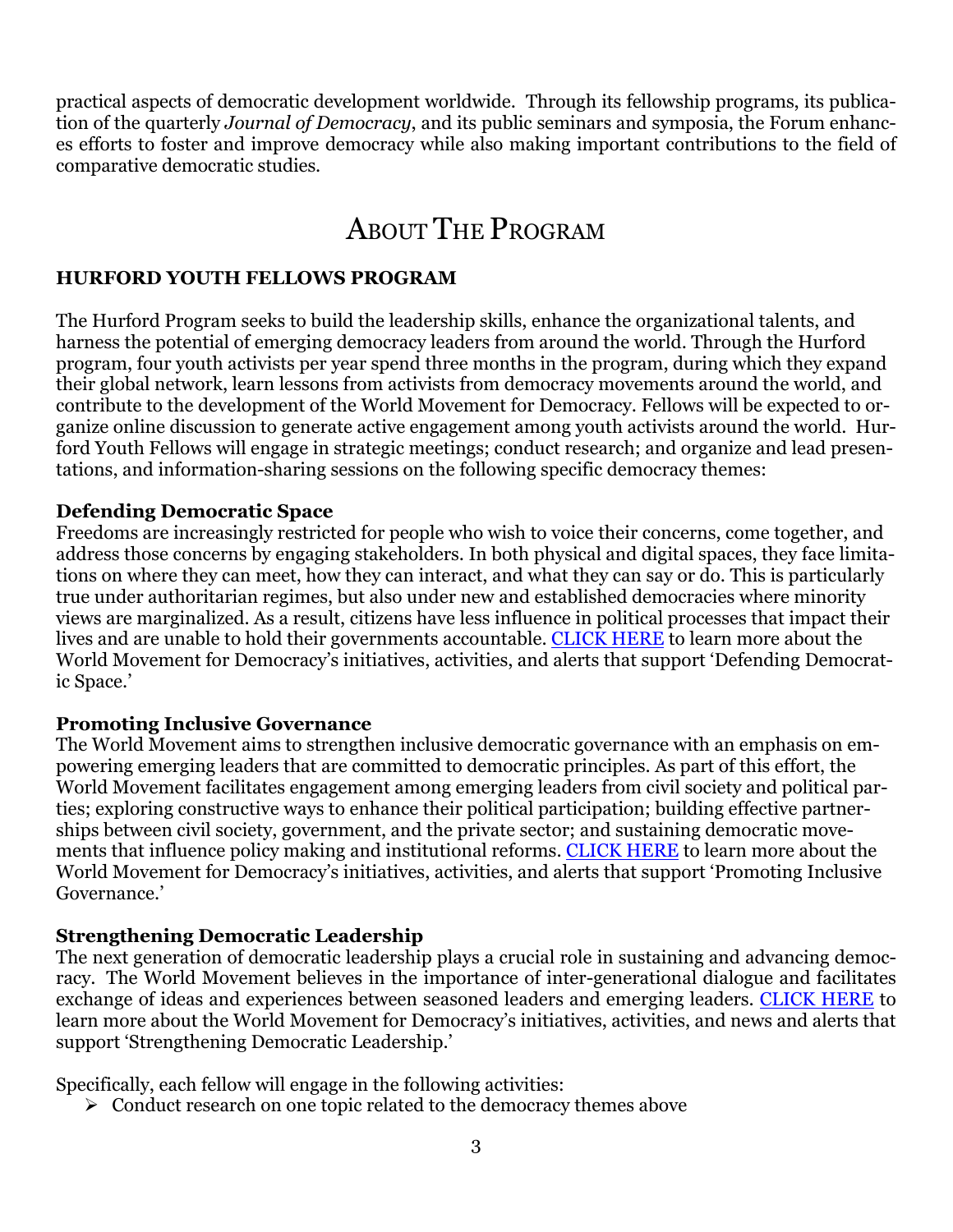practical aspects of democratic development worldwide. Through its fellowship programs, its publication of the quarterly *Journal of Democracy*, and its public seminars and symposia, the Forum enhances efforts to foster and improve democracy while also making important contributions to the field of comparative democratic studies.

# About The Program

## HURFORD YOUTH FELLOWS PROGRAM

The Hurford Program seeks to build the leadership skills, enhance the organizational talents, and harness the potential of emerging democracy leaders from around the world. Through the Hurford program, four youth activists per year spend three months in the program, during which they expand their global network, learn lessons from activists from democracy movements around the world, and contribute to the development of the World Movement for Democracy. Fellows will be expected to organize online discussion to generate active engagement among youth activists around the world. Hurford Youth Fellows will engage in strategic meetings; conduct research; and organize and lead presentations, and information-sharing sessions on the following specific democracy themes:

### Defending Democratic Space

Freedoms are increasingly restricted for people who wish to voice their concerns, come together, and address those concerns by engaging stakeholders. In both physical and digital spaces, they face limitations on where they can meet, how they can interact, and what they can say or do. This is particularly true under authoritarian regimes, but also under new and established democracies where minority views are marginalized. As a result, citizens have less influence in political processes that impact their lives and are unable to hold their governments accountable. CLICK HERE to learn more about the World Movement for Democracy's initiatives, activities, and alerts that support 'Defending Democratic Space.'

### Promoting Inclusive Governance

The World Movement aims to strengthen inclusive democratic governance with an emphasis on empowering emerging leaders that are committed to democratic principles. As part of this effort, the World Movement facilitates engagement among emerging leaders from civil society and political parties; exploring constructive ways to enhance their political participation; building effective partnerships between civil society, government, and the private sector; and sustaining democratic movements that influence policy making and institutional reforms. CLICK HERE to learn more about the World Movement for Democracy's initiatives, activities, and alerts that support 'Promoting Inclusive Governance.'

### Strengthening Democratic Leadership

The next generation of democratic leadership plays a crucial role in sustaining and advancing democracy. The World Movement believes in the importance of inter-generational dialogue and facilitates exchange of ideas and experiences between seasoned leaders and emerging leaders. CLICK HERE to learn more about the World Movement for Democracy's initiatives, activities, and news and alerts that support 'Strengthening Democratic Leadership.'

Specifically, each fellow will engage in the following activities:

- Conduct research on one topic related to the democracy themes above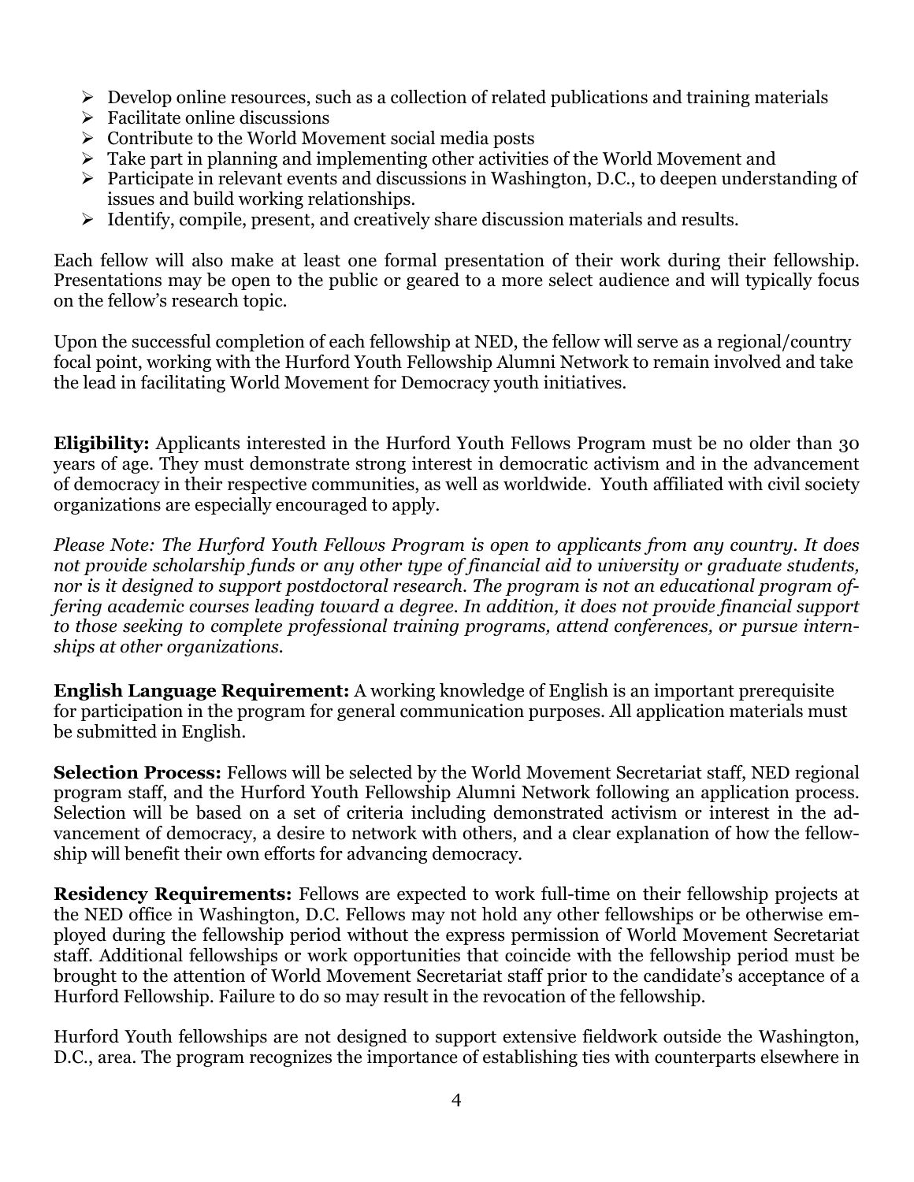- Develop online resources, such as a collection of related publications and training materials
- Facilitate online discussions
- Contribute to the World Movement social media posts
- Take part in planning and implementing other activities of the World Movement and
- Participate in relevant events and discussions in Washington, D.C., to deepen understanding of issues and build working relationships.
- Identify, compile, present, and creatively share discussion materials and results.

Each fellow will also make at least one formal presentation of their work during their fellowship. Presentations may be open to the public or geared to a more select audience and will typically focus on the fellow's research topic.

Upon the successful completion of each fellowship at NED, the fellow will serve as a regional/country focal point, working with the Hurford Youth Fellowship Alumni Network to remain involved and take the lead in facilitating World Movement for Democracy youth initiatives.

**Eligibility:** Applicants interested in the Hurford Youth Fellows Program must be no older than 30 years of age. They must demonstrate strong interest in democratic activism and in the advancement of democracy in their respective communities, as well as worldwide. Youth affiliated with civil society organizations are especially encouraged to apply.

*Please Note: The Hurford Youth Fellows Program is open to applicants from any country. It does not provide scholarship funds or any other type of financial aid to university or graduate students, nor is it designed to support postdoctoral research. The program is not an educational program offering academic courses leading toward a degree. In addition, it does not provide financial support to those seeking to complete professional training programs, attend conferences, or pursue internships at other organizations.*

**English Language Requirement:** A working knowledge of English is an important prerequisite for participation in the program for general communication purposes. All application materials must be submitted in English.

**Selection Process:** Fellows will be selected by the World Movement Secretariat staff, NED regional program staff, and the Hurford Youth Fellowship Alumni Network following an application process. Selection will be based on a set of criteria including demonstrated activism or interest in the advancement of democracy, a desire to network with others, and a clear explanation of how the fellowship will benefit their own efforts for advancing democracy.

**Residency Requirements:** Fellows are expected to work full-time on their fellowship projects at the NED office in Washington, D.C. Fellows may not hold any other fellowships or be otherwise employed during the fellowship period without the express permission of World Movement Secretariat staff. Additional fellowships or work opportunities that coincide with the fellowship period must be brought to the attention of World Movement Secretariat staff prior to the candidate's acceptance of a Hurford Fellowship. Failure to do so may result in the revocation of the fellowship.

Hurford Youth fellowships are not designed to support extensive fieldwork outside the Washington, D.C., area. The program recognizes the importance of establishing ties with counterparts elsewhere in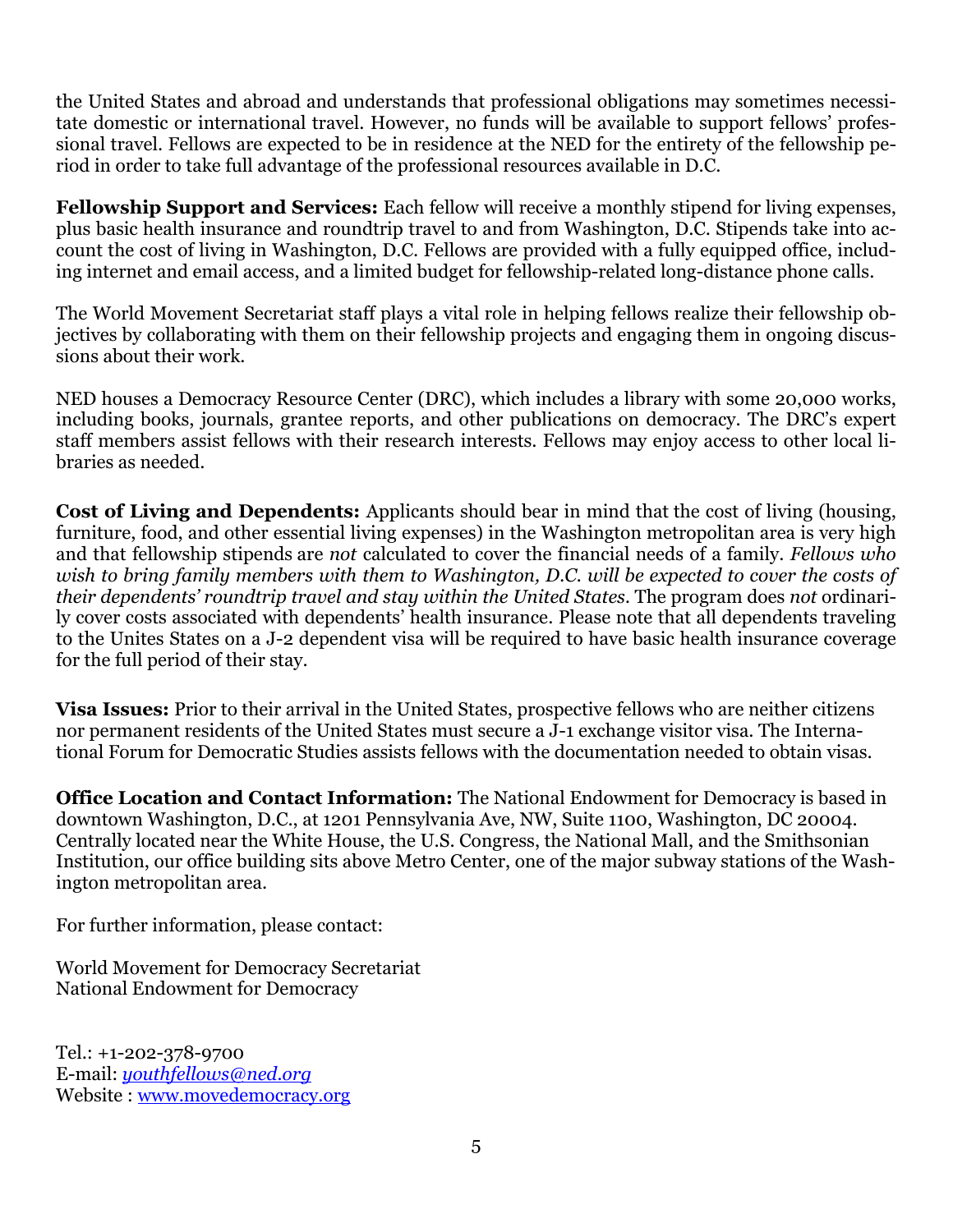the United States and abroad and understands that professional obligations may sometimes necessitate domestic or international travel. However, no funds will be available to support fellows' professional travel. Fellows are expected to be in residence at the NED for the entirety of the fellowship period in order to take full advantage of the professional resources available in D.C.

**Fellowship Support and Services:** Each fellow will receive a monthly stipend for living expenses, plus basic health insurance and roundtrip travel to and from Washington, D.C. Stipends take into account the cost of living in Washington, D.C. Fellows are provided with a fully equipped office, including internet and email access, and a limited budget for fellowship-related long-distance phone calls.

The World Movement Secretariat staff plays a vital role in helping fellows realize their fellowship objectives by collaborating with them on their fellowship projects and engaging them in ongoing discussions about their work.

NED houses a Democracy Resource Center (DRC), which includes a library with some 20,000 works, including books, journals, grantee reports, and other publications on democracy. The DRC's expert staff members assist fellows with their research interests. Fellows may enjoy access to other local libraries as needed.

**Cost of Living and Dependents:** Applicants should bear in mind that the cost of living (housing, furniture, food, and other essential living expenses) in the Washington metropolitan area is very high and that fellowship stipends are *not* calculated to cover the financial needs of a family. *Fellows who wish to bring family members with them to Washington, D.C. will be expected to cover the costs of their dependents' roundtrip travel and stay within the United States*. The program does *not* ordinarily cover costs associated with dependents' health insurance. Please note that all dependents traveling to the Unites States on a J-2 dependent visa will be required to have basic health insurance coverage for the full period of their stay.

**Visa Issues:** Prior to their arrival in the United States, prospective fellows who are neither citizens nor permanent residents of the United States must secure a J-1 exchange visitor visa. The International Forum for Democratic Studies assists fellows with the documentation needed to obtain visas.

**Office Location and Contact Information:** The National Endowment for Democracy is based in downtown Washington, D.C., at 1201 Pennsylvania Ave, NW, Suite 1100, Washington, DC 20004. Centrally located near the White House, the U.S. Congress, the National Mall, and the Smithsonian Institution, our office building sits above Metro Center, one of the major subway stations of the Washington metropolitan area.

For further information, please contact:

World Movement for Democracy Secretariat
National Endowment for Democracy

Tel.: +1-202-378-9700
E-mail: *youthfellows@ned.org*
Website : www.movedemocracy.org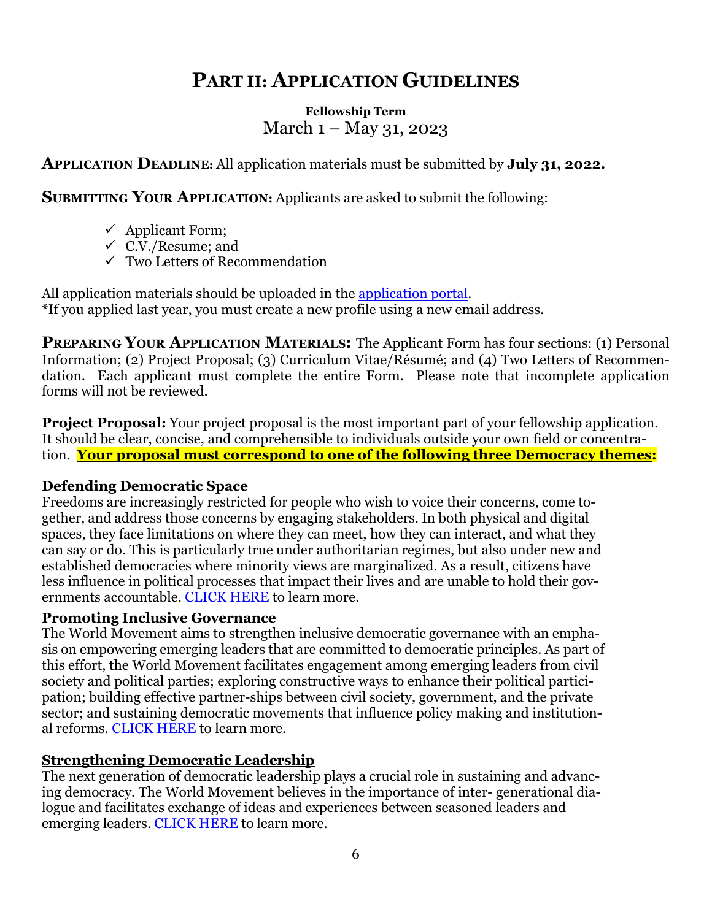# Part II: Application Guidelines

**Fellowship Term**

March 1 – May 31, 2023

**Application Deadline:** All application materials must be submitted by **July 31, 2022.**

**Submitting Your Application:** Applicants are asked to submit the following:

- ✓ Applicant Form;
- ✓ C.V./Resume; and
- ✓ Two Letters of Recommendation

All application materials should be uploaded in the application portal.
*If you applied last year, you must create a new profile using a new email address.

**Preparing Your Application Materials:** The Applicant Form has four sections: (1) Personal Information; (2) Project Proposal; (3) Curriculum Vitae/Résumé; and (4) Two Letters of Recommendation. Each applicant must complete the entire Form. Please note that incomplete application forms will not be reviewed.

**Project Proposal:** Your project proposal is the most important part of your fellowship application. It should be clear, concise, and comprehensible to individuals outside your own field or concentration. **Your proposal must correspond to one of the following three Democracy themes:**

**Defending Democratic Space**

Freedoms are increasingly restricted for people who wish to voice their concerns, come together, and address those concerns by engaging stakeholders. In both physical and digital spaces, they face limitations on where they can meet, how they can interact, and what they can say or do. This is particularly true under authoritarian regimes, but also under new and established democracies where minority views are marginalized. As a result, citizens have less influence in political processes that impact their lives and are unable to hold their governments accountable. CLICK HERE to learn more.

**Promoting Inclusive Governance**

The World Movement aims to strengthen inclusive democratic governance with an emphasis on empowering emerging leaders that are committed to democratic principles. As part of this effort, the World Movement facilitates engagement among emerging leaders from civil society and political parties; exploring constructive ways to enhance their political participation; building effective partner-ships between civil society, government, and the private sector; and sustaining democratic movements that influence policy making and institutional reforms. CLICK HERE to learn more.

**Strengthening Democratic Leadership**

The next generation of democratic leadership plays a crucial role in sustaining and advancing democracy. The World Movement believes in the importance of inter- generational dialogue and facilitates exchange of ideas and experiences between seasoned leaders and emerging leaders. CLICK HERE to learn more.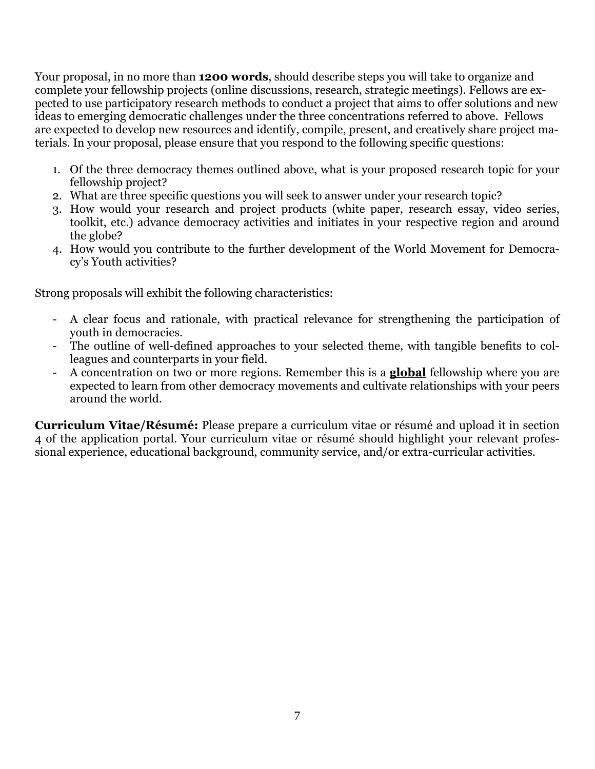Your proposal, in no more than **1200 words**, should describe steps you will take to organize and complete your fellowship projects (online discussions, research, strategic meetings). Fellows are expected to use participatory research methods to conduct a project that aims to offer solutions and new ideas to emerging democratic challenges under the three concentrations referred to above. Fellows are expected to develop new resources and identify, compile, present, and creatively share project materials. In your proposal, please ensure that you respond to the following specific questions:

1. Of the three democracy themes outlined above, what is your proposed research topic for your fellowship project?
2. What are three specific questions you will seek to answer under your research topic?
3. How would your research and project products (white paper, research essay, video series, toolkit, etc.) advance democracy activities and initiates in your respective region and around the globe?
4. How would you contribute to the further development of the World Movement for Democracy's Youth activities?

Strong proposals will exhibit the following characteristics:

- A clear focus and rationale, with practical relevance for strengthening the participation of youth in democracies.
- The outline of well-defined approaches to your selected theme, with tangible benefits to colleagues and counterparts in your field.
- A concentration on two or more regions. Remember this is a **global** fellowship where you are expected to learn from other democracy movements and cultivate relationships with your peers around the world.

**Curriculum Vitae/Résumé:** Please prepare a curriculum vitae or résumé and upload it in section 4 of the application portal. Your curriculum vitae or résumé should highlight your relevant professional experience, educational background, community service, and/or extra-curricular activities.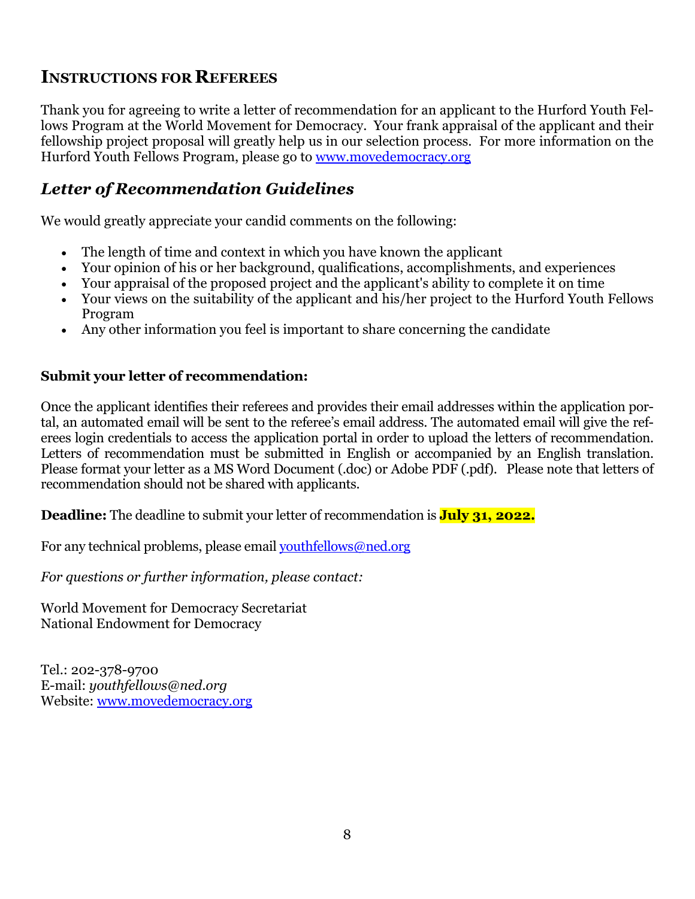## Instructions for Referees

Thank you for agreeing to write a letter of recommendation for an applicant to the Hurford Youth Fellows Program at the World Movement for Democracy. Your frank appraisal of the applicant and their fellowship project proposal will greatly help us in our selection process. For more information on the Hurford Youth Fellows Program, please go to [www.movedemocracy.org](http://www.movedemocracy.org)

### *Letter of Recommendation Guidelines*

We would greatly appreciate your candid comments on the following:

- The length of time and context in which you have known the applicant
- Your opinion of his or her background, qualifications, accomplishments, and experiences
- Your appraisal of the proposed project and the applicant's ability to complete it on time
- Your views on the suitability of the applicant and his/her project to the Hurford Youth Fellows Program
- Any other information you feel is important to share concerning the candidate

**Submit your letter of recommendation:**

Once the applicant identifies their referees and provides their email addresses within the application portal, an automated email will be sent to the referee's email address. The automated email will give the referees login credentials to access the application portal in order to upload the letters of recommendation. Letters of recommendation must be submitted in English or accompanied by an English translation. Please format your letter as a MS Word Document (.doc) or Adobe PDF (.pdf). Please note that letters of recommendation should not be shared with applicants.

**Deadline:** The deadline to submit your letter of recommendation is **July 31, 2022.**

For any technical problems, please email [youthfellows@ned.org](mailto:youthfellows@ned.org)

*For questions or further information, please contact:*

World Movement for Democracy Secretariat
National Endowment for Democracy

Tel.: 202-378-9700
E-mail: *youthfellows@ned.org*
Website: [www.movedemocracy.org](http://www.movedemocracy.org)